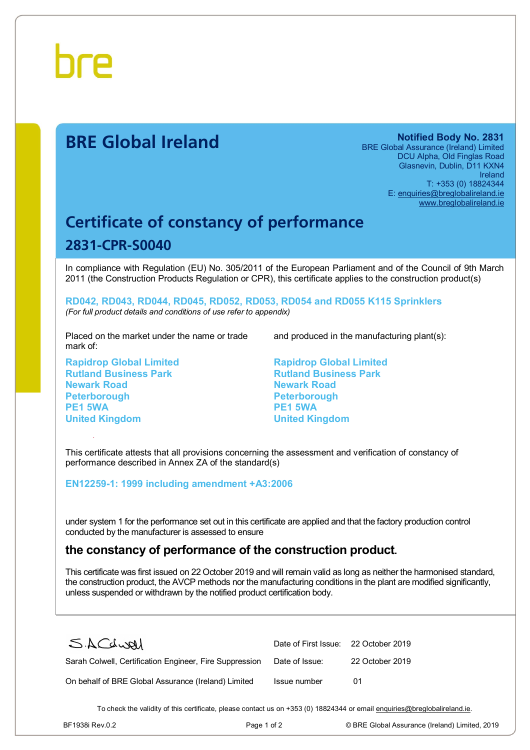bre

# BRE Global Ireland

**Notified Body No. 2831**
BRE Global Assurance (Ireland) Limited
DCU Alpha, Old Finglas Road
Glasnevin, Dublin, D11 KXN4
Ireland
T: +353 (0) 18824344
E: enquiries@breglobalireland.ie
www.breglobalireland.ie

## Certificate of constancy of performance

### 2831-CPR-S0040

In compliance with Regulation (EU) No. 305/2011 of the European Parliament and of the Council of 9th March 2011 (the Construction Products Regulation or CPR), this certificate applies to the construction product(s)

**RD042, RD043, RD044, RD045, RD052, RD053, RD054 and RD055 K115 Sprinklers**
*(For full product details and conditions of use refer to appendix)*

Placed on the market under the name or trade mark of:

**Rapidrop Global Limited**
**Rutland Business Park**
**Newark Road**
**Peterborough**
**PE1 5WA**
**United Kingdom**

and produced in the manufacturing plant(s):

**Rapidrop Global Limited**
**Rutland Business Park**
**Newark Road**
**Peterborough**
**PE1 5WA**
**United Kingdom**

This certificate attests that all provisions concerning the assessment and verification of constancy of performance described in Annex ZA of the standard(s)

**EN12259-1: 1999 including amendment +A3:2006**

under system 1 for the performance set out in this certificate are applied and that the factory production control conducted by the manufacturer is assessed to ensure

**the constancy of performance of the construction product.**

This certificate was first issued on 22 October 2019 and will remain valid as long as neither the harmonised standard, the construction product, the AVCP methods nor the manufacturing conditions in the plant are modified significantly, unless suspended or withdrawn by the notified product certification body.

S.A.Colwell

Sarah Colwell, Certification Engineer, Fire Suppression

On behalf of BRE Global Assurance (Ireland) Limited

| | |
|---|---|
| Date of First Issue: | 22 October 2019 |
| Date of Issue: | 22 October 2019 |
| Issue number | 01 |

To check the validity of this certificate, please contact us on +353 (0) 18824344 or email enquiries@breglobalireland.ie.

BF1938i Rev.0.2

© BRE Global Assurance (Ireland) Limited, 2019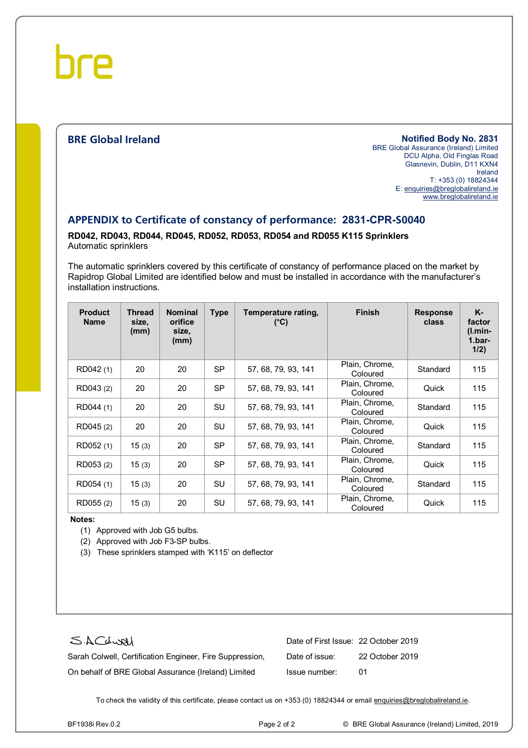bre

**BRE Global Ireland**

**Notified Body No. 2831**
BRE Global Assurance (Ireland) Limited
DCU Alpha, Old Finglas Road
Glasnevin, Dublin, D11 KXN4
Ireland
T: +353 (0) 18824344
E: enquiries@breglobalireland.ie
www.breglobalireland.ie

## APPENDIX to Certificate of constancy of performance: 2831-CPR-S0040

**RD042, RD043, RD044, RD045, RD052, RD053, RD054 and RD055 K115 Sprinklers**
Automatic sprinklers

The automatic sprinklers covered by this certificate of constancy of performance placed on the market by Rapidrop Global Limited are identified below and must be installed in accordance with the manufacturer's installation instructions.

| Product Name | Thread size, (mm) | Nominal orifice size, (mm) | Type | Temperature rating, (°C) | Finish | Response class | K-factor (l.min-1.bar-1/2) |
|---|---|---|---|---|---|---|---|
| RD042 (1) | 20 | 20 | SP | 57, 68, 79, 93, 141 | Plain, Chrome, Coloured | Standard | 115 |
| RD043 (2) | 20 | 20 | SP | 57, 68, 79, 93, 141 | Plain, Chrome, Coloured | Quick | 115 |
| RD044 (1) | 20 | 20 | SU | 57, 68, 79, 93, 141 | Plain, Chrome, Coloured | Standard | 115 |
| RD045 (2) | 20 | 20 | SU | 57, 68, 79, 93, 141 | Plain, Chrome, Coloured | Quick | 115 |
| RD052 (1) | 15 (3) | 20 | SP | 57, 68, 79, 93, 141 | Plain, Chrome, Coloured | Standard | 115 |
| RD053 (2) | 15 (3) | 20 | SP | 57, 68, 79, 93, 141 | Plain, Chrome, Coloured | Quick | 115 |
| RD054 (1) | 15 (3) | 20 | SU | 57, 68, 79, 93, 141 | Plain, Chrome, Coloured | Standard | 115 |
| RD055 (2) | 15 (3) | 20 | SU | 57, 68, 79, 93, 141 | Plain, Chrome, Coloured | Quick | 115 |

**Notes:**

(1) Approved with Job G5 bulbs.
(2) Approved with Job F3-SP bulbs.
(3) These sprinklers stamped with 'K115' on deflector

S.A.Colwell

Sarah Colwell, Certification Engineer, Fire Suppression,
On behalf of BRE Global Assurance (Ireland) Limited

Date of First Issue: 22 October 2019
Date of issue: 22 October 2019
Issue number: 01

To check the validity of this certificate, please contact us on +353 (0) 18824344 or email enquiries@breglobalireland.ie.

BF1938i Rev.0.2 © BRE Global Assurance (Ireland) Limited, 2019